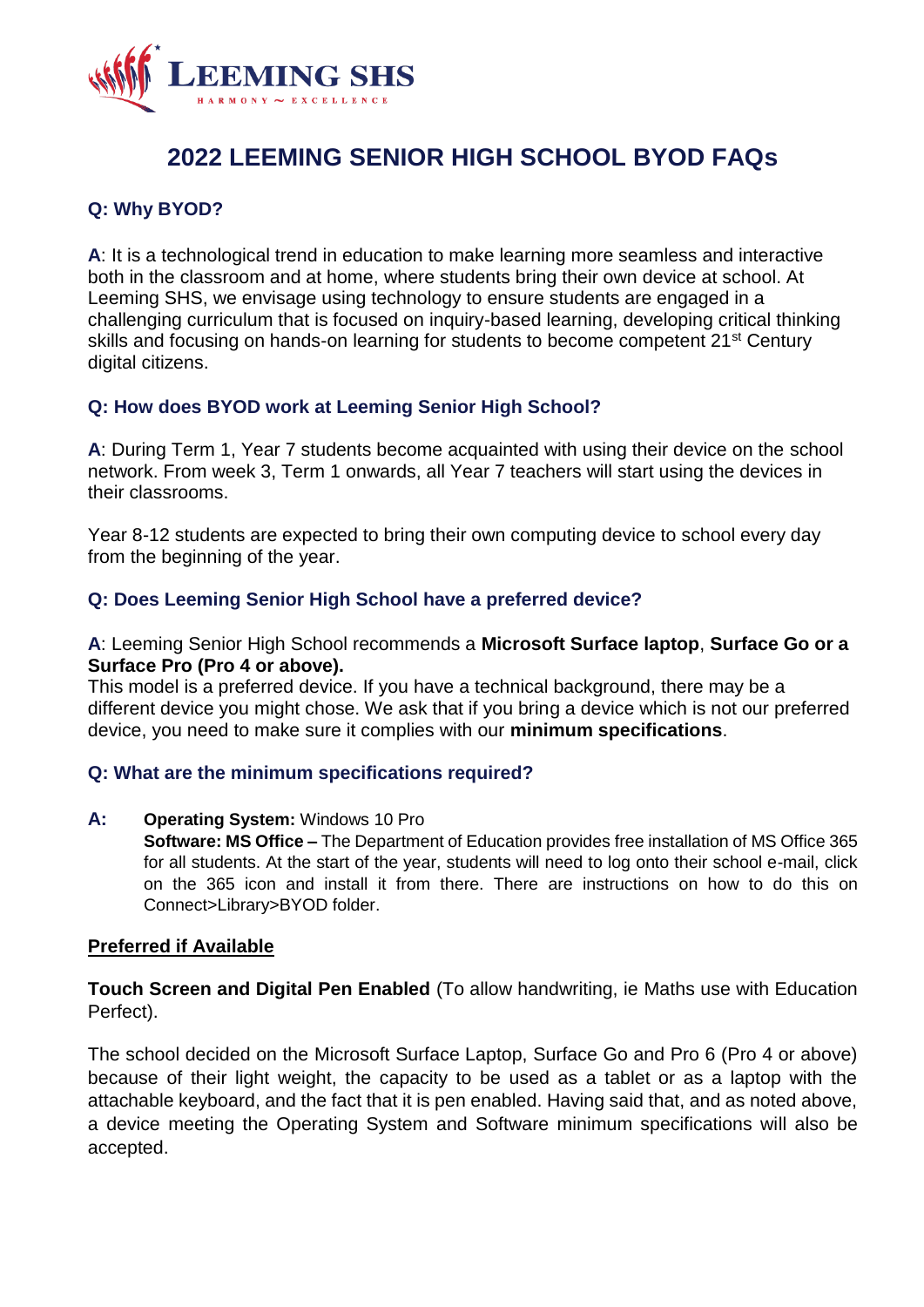# 2022 LEEMING SENIOR HIGH SCHOOL BYOD FAQs

### Q: Why BYOD?

**A**: It is a technological trend in education to make learning more seamless and interactive both in the classroom and at home, where students bring their own device at school. At Leeming SHS, we envisage using technology to ensure students are engaged in a challenging curriculum that is focused on inquiry-based learning, developing critical thinking skills and focusing on hands-on learning for students to become competent 21st Century digital citizens.

### Q: How does BYOD work at Leeming Senior High School?

**A**: During Term 1, Year 7 students become acquainted with using their device on the school network. From week 3, Term 1 onwards, all Year 7 teachers will start using the devices in their classrooms.

Year 8-12 students are expected to bring their own computing device to school every day from the beginning of the year.

### Q: Does Leeming Senior High School have a preferred device?

**A**: Leeming Senior High School recommends a **Microsoft Surface laptop**, **Surface Go or a Surface Pro (Pro 4 or above).**
This model is a preferred device. If you have a technical background, there may be a different device you might chose. We ask that if you bring a device which is not our preferred device, you need to make sure it complies with our **minimum specifications**.

### Q: What are the minimum specifications required?

**A:** **Operating System:** Windows 10 Pro
**Software: MS Office –** The Department of Education provides free installation of MS Office 365 for all students. At the start of the year, students will need to log onto their school e-mail, click on the 365 icon and install it from there. There are instructions on how to do this on Connect>Library>BYOD folder.

**Preferred if Available**

**Touch Screen and Digital Pen Enabled** (To allow handwriting, ie Maths use with Education Perfect).

The school decided on the Microsoft Surface Laptop, Surface Go and Pro 6 (Pro 4 or above) because of their light weight, the capacity to be used as a tablet or as a laptop with the attachable keyboard, and the fact that it is pen enabled. Having said that, and as noted above, a device meeting the Operating System and Software minimum specifications will also be accepted.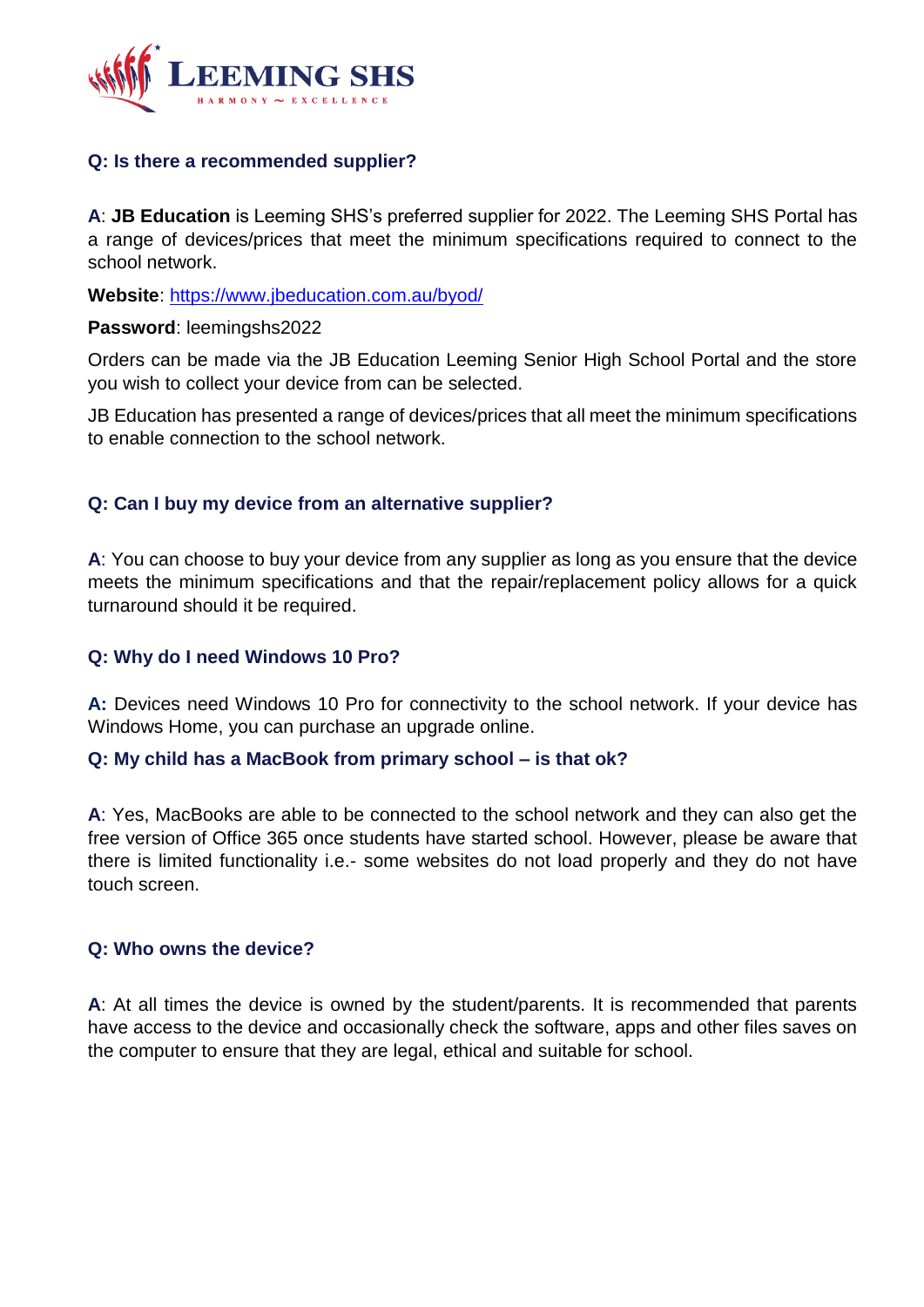**Q: Is there a recommended supplier?**

**A**: **JB Education** is Leeming SHS's preferred supplier for 2022. The Leeming SHS Portal has a range of devices/prices that meet the minimum specifications required to connect to the school network.

**Website**: https://www.jbeducation.com.au/byod/

**Password**: leemingshs2022

Orders can be made via the JB Education Leeming Senior High School Portal and the store you wish to collect your device from can be selected.

JB Education has presented a range of devices/prices that all meet the minimum specifications to enable connection to the school network.

**Q: Can I buy my device from an alternative supplier?**

**A**: You can choose to buy your device from any supplier as long as you ensure that the device meets the minimum specifications and that the repair/replacement policy allows for a quick turnaround should it be required.

**Q: Why do I need Windows 10 Pro?**

**A:** Devices need Windows 10 Pro for connectivity to the school network. If your device has Windows Home, you can purchase an upgrade online.

**Q: My child has a MacBook from primary school – is that ok?**

**A**: Yes, MacBooks are able to be connected to the school network and they can also get the free version of Office 365 once students have started school. However, please be aware that there is limited functionality i.e.- some websites do not load properly and they do not have touch screen.

**Q: Who owns the device?**

**A**: At all times the device is owned by the student/parents. It is recommended that parents have access to the device and occasionally check the software, apps and other files saves on the computer to ensure that they are legal, ethical and suitable for school.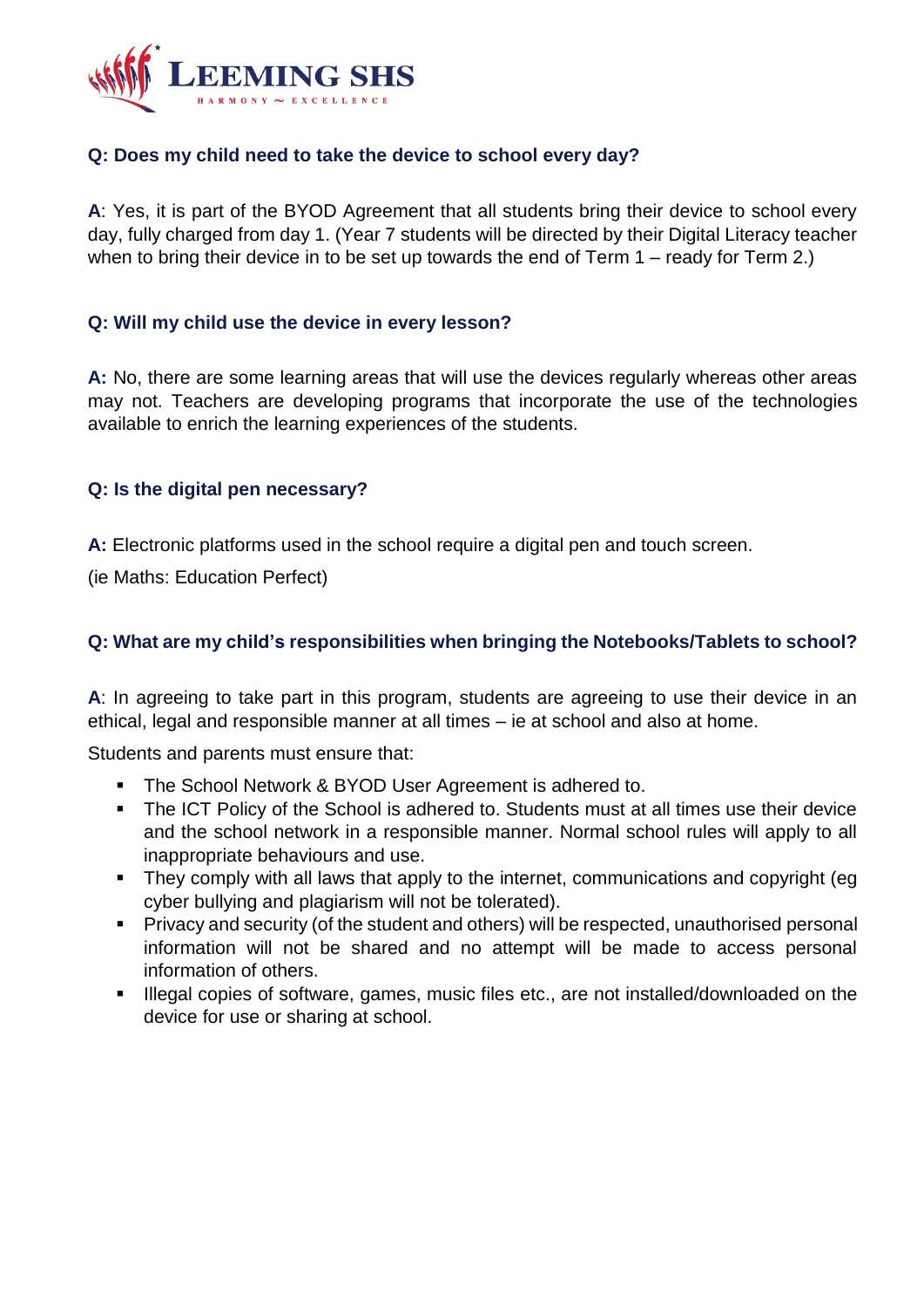### Q: Does my child need to take the device to school every day?

**A**: Yes, it is part of the BYOD Agreement that all students bring their device to school every day, fully charged from day 1. (Year 7 students will be directed by their Digital Literacy teacher when to bring their device in to be set up towards the end of Term 1 – ready for Term 2.)

### Q: Will my child use the device in every lesson?

**A:** No, there are some learning areas that will use the devices regularly whereas other areas may not. Teachers are developing programs that incorporate the use of the technologies available to enrich the learning experiences of the students.

### Q: Is the digital pen necessary?

**A:** Electronic platforms used in the school require a digital pen and touch screen.

(ie Maths: Education Perfect)

### Q: What are my child's responsibilities when bringing the Notebooks/Tablets to school?

**A**: In agreeing to take part in this program, students are agreeing to use their device in an ethical, legal and responsible manner at all times – ie at school and also at home.

Students and parents must ensure that:

- The School Network & BYOD User Agreement is adhered to.
- The ICT Policy of the School is adhered to. Students must at all times use their device and the school network in a responsible manner. Normal school rules will apply to all inappropriate behaviours and use.
- They comply with all laws that apply to the internet, communications and copyright (eg cyber bullying and plagiarism will not be tolerated).
- Privacy and security (of the student and others) will be respected, unauthorised personal information will not be shared and no attempt will be made to access personal information of others.
- Illegal copies of software, games, music files etc., are not installed/downloaded on the device for use or sharing at school.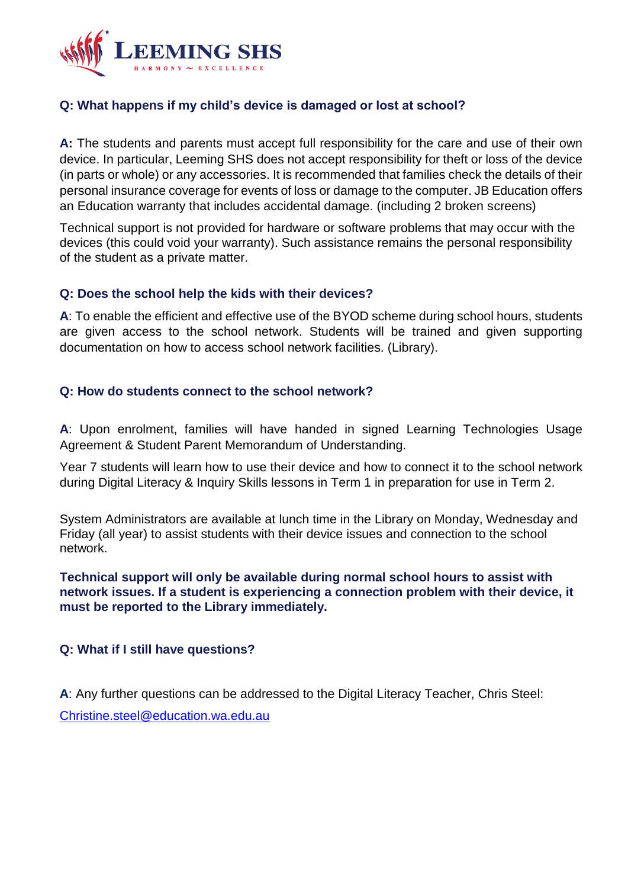### Q: What happens if my child's device is damaged or lost at school?

**A:** The students and parents must accept full responsibility for the care and use of their own device. In particular, Leeming SHS does not accept responsibility for theft or loss of the device (in parts or whole) or any accessories. It is recommended that families check the details of their personal insurance coverage for events of loss or damage to the computer. JB Education offers an Education warranty that includes accidental damage. (including 2 broken screens)

Technical support is not provided for hardware or software problems that may occur with the devices (this could void your warranty). Such assistance remains the personal responsibility of the student as a private matter.

### Q: Does the school help the kids with their devices?

**A**: To enable the efficient and effective use of the BYOD scheme during school hours, students are given access to the school network. Students will be trained and given supporting documentation on how to access school network facilities. (Library).

### Q: How do students connect to the school network?

**A**: Upon enrolment, families will have handed in signed Learning Technologies Usage Agreement & Student Parent Memorandum of Understanding.

Year 7 students will learn how to use their device and how to connect it to the school network during Digital Literacy & Inquiry Skills lessons in Term 1 in preparation for use in Term 2.

System Administrators are available at lunch time in the Library on Monday, Wednesday and Friday (all year) to assist students with their device issues and connection to the school network.

**Technical support will only be available during normal school hours to assist with network issues. If a student is experiencing a connection problem with their device, it must be reported to the Library immediately.**

### Q: What if I still have questions?

**A**: Any further questions can be addressed to the Digital Literacy Teacher, Chris Steel:

Christine.steel@education.wa.edu.au